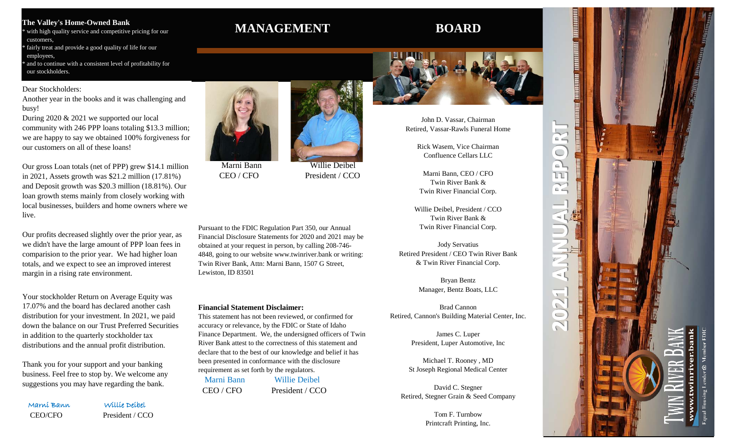**The Valley's Home-Owned Bank**

* with high quality service and competitive pricing for our customers,
* fairly treat and provide a good quality of life for our employees,
* and to continue with a consistent level of profitability for our stockholders.

Dear Stockholders:

Another year in the books and it was challenging and busy!

During 2020 & 2021 we supported our local community with 246 PPP loans totaling $13.3 million; we are happy to say we obtained 100% forgiveness for our customers on all of these loans!

Our gross Loan totals (net of PPP) grew $14.1 million in 2021, Assets growth was $21.2 million (17.81%) and Deposit growth was $20.3 million (18.81%). Our loan growth stems mainly from closely working with local businesses, builders and home owners where we live.

Our profits decreased slightly over the prior year, as we didn't have the large amount of PPP loan fees in comparision to the prior year. We had higher loan totals, and we expect to see an improved interest margin in a rising rate environment.

Your stockholder Return on Average Equity was 17.07% and the board has declared another cash distribution for your investment. In 2021, we paid down the balance on our Trust Preferred Securities in addition to the quarterly stockholder tax distributions and the annual profit distribution.

Thank you for your support and your banking business. Feel free to stop by. We welcome any suggestions you may have regarding the bank.

Marni Bann — CEO/CFO
Willie Deibel — President / CCO

# MANAGEMENT

Marni Bann
CEO / CFO

Willie Deibel
President / CCO

Pursuant to the FDIC Regulation Part 350, our Annual Financial Disclosure Statements for 2020 and 2021 may be obtained at your request in person, by calling 208-746-4848, going to our website www.twinriver.bank or writing: Twin River Bank, Attn: Marni Bann, 1507 G Street, Lewiston, ID 83501

**Financial Statement Disclaimer:**

This statement has not been reviewed, or confirmed for accuracy or relevance, by the FDIC or State of Idaho Finance Department. We, the undersigned officers of Twin River Bank attest to the correctness of this statement and declare that to the best of our knowledge and belief it has been presented in conformance with the disclosure requirement as set forth by the regulators.

Marni Bann — CEO / CFO
Willie Deibel — President / CCO

# BOARD

John D. Vassar, Chairman
Retired, Vassar-Rawls Funeral Home

Rick Wasem, Vice Chairman
Confluence Cellars LLC

Marni Bann, CEO / CFO
Twin River Bank & Twin River Financial Corp.

Willie Deibel, President / CCO
Twin River Bank & Twin River Financial Corp.

Jody Servatius
Retired President / CEO Twin River Bank & Twin River Financial Corp.

Bryan Bentz
Manager, Bentz Boats, LLC

Brad Cannon
Retired, Cannon's Building Material Center, Inc.

James C. Luper
President, Luper Automotive, Inc

Michael T. Rooney , MD
St Joseph Regional Medical Center

David C. Stegner
Retired, Stegner Grain & Seed Company

Tom F. Turnbow
Printcraft Printing, Inc.

# 2021 ANNUAL REPORT

TWIN RIVER BANK
www.twinriver.bank
Equal Housing Lender Member FDIC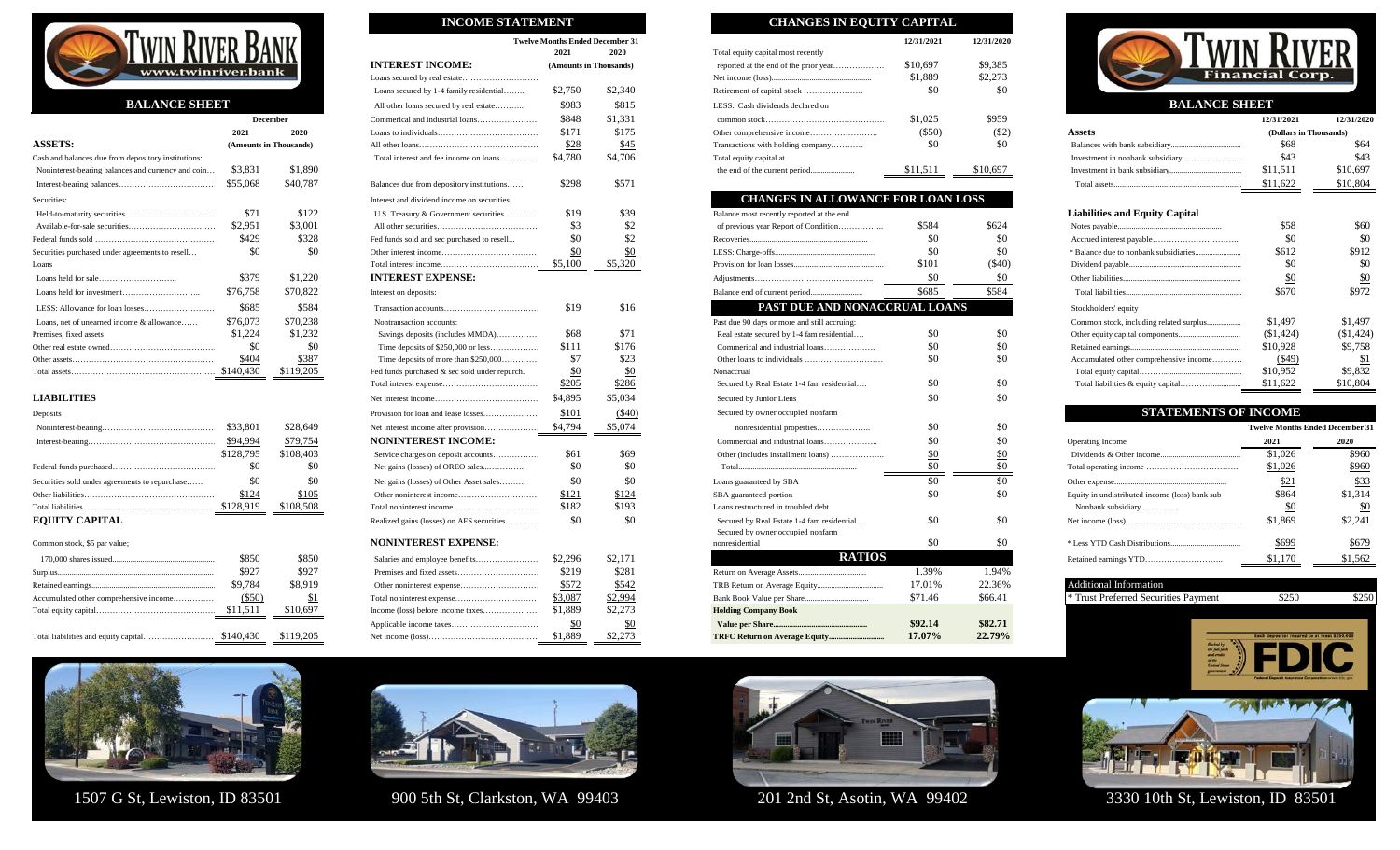# TWIN RIVER BANK

www.twinriver.bank

## BALANCE SHEET

| | December | |
|---|---|---|
| | 2021 | 2020 |
| **ASSETS:** | (Amounts in Thousands) | |
| Cash and balances due from depository institutions: | | |
| Noninterest-bearing balances and currency and coin | $3,831 | $1,890 |
| Interest-bearing balances | $55,068 | $40,787 |
| Securities: | | |
| Held-to-maturity securities | $71 | $122 |
| Available-for-sale securities | $2,951 | $3,001 |
| Federal funds sold | $429 | $328 |
| Securities purchased under agreements to resell | $0 | $0 |
| Loans | | |
| Loans held for sale | $379 | $1,220 |
| Loans held for investment | $76,758 | $70,822 |
| LESS: Allowance for loan losses | $685 | $584 |
| Loans, net of unearned income & allowance | $76,073 | $70,238 |
| Premises, fixed assets | $1,224 | $1,232 |
| Other real estate owned | $0 | $0 |
| Other assets | $404 | $387 |
| Total assets | $140,430 | $119,205 |
| **LIABILITIES** | | |
| Deposits | | |
| Noninterest-bearing | $33,801 | $28,649 |
| Interest-bearing | $94,994 | $79,754 |
| | $128,795 | $108,403 |
| Federal funds purchased | $0 | $0 |
| Securities sold under agreements to repurchase | $0 | $0 |
| Other liabilities | $124 | $105 |
| Total liabilities | $128,919 | $108,508 |
| **EQUITY CAPITAL** | | |
| Common stock, $5 par value; | | |
| 170,000 shares issued | $850 | $850 |
| Surplus | $927 | $927 |
| Retained earnings | $9,784 | $8,919 |
| Accumulated other comprehensive income | ($50) | $1 |
| Total equity capital | $11,511 | $10,697 |
| Total liabilities and equity capital | $140,430 | $119,205 |

## INCOME STATEMENT

| | Twelve Months Ended December 31 | |
|---|---|---|
| | 2021 | 2020 |
| **INTEREST INCOME:** | (Amounts in Thousands) | |
| Loans secured by real estate | | |
| Loans secured by 1-4 family residential | $2,750 | $2,340 |
| All other loans secured by real estate | $983 | $815 |
| Commerical and industrial loans | $848 | $1,331 |
| Loans to individuals | $171 | $175 |
| All other loans | $28 | $45 |
| Total interest and fee income on loans | $4,780 | $4,706 |
| Balances due from depository institutions | $298 | $571 |
| Interest and dividend income on securities | | |
| U.S. Treasury & Government securities | $19 | $39 |
| All other securities | $3 | $2 |
| Fed funds sold and sec purchased to resell | $0 | $2 |
| Other interest income | $0 | $0 |
| Total interest income | $5,100 | $5,320 |
| **INTEREST EXPENSE:** | | |
| Interest on deposits: | | |
| Transaction accounts | $19 | $16 |
| Nontransaction accounts: | | |
| Savings deposits (includes MMDA) | $68 | $71 |
| Time deposits of $250,000 or less | $111 | $176 |
| Time deposits of more than $250,000 | $7 | $23 |
| Fed funds purchased & sec sold under repurch. | $0 | $0 |
| Total interest expense | $205 | $286 |
| Net interest income | $4,895 | $5,034 |
| Provision for loan and lease losses | $101 | ($40) |
| Net interest income after provision | $4,794 | $5,074 |
| **NONINTEREST INCOME:** | | |
| Service charges on deposit accounts | $61 | $69 |
| Net gains (losses) of OREO sales | $0 | $0 |
| Net gains (losses) of Other Asset sales | $0 | $0 |
| Other noninterest income | $121 | $124 |
| Total noninterest income | $182 | $193 |
| Realized gains (losses) on AFS securities | $0 | $0 |
| **NONINTEREST EXPENSE:** | | |
| Salaries and employee benefits | $2,296 | $2,171 |
| Premises and fixed assets | $219 | $281 |
| Other noninterest expense | $572 | $542 |
| Total noninterest expense | $3,087 | $2,994 |
| Income (loss) before income taxes | $1,889 | $2,273 |
| Applicable income taxes | $0 | $0 |
| Net income (loss) | $1,889 | $2,273 |

## CHANGES IN EQUITY CAPITAL

| | 12/31/2021 | 12/31/2020 |
|---|---|---|
| Total equity capital most recently reported at the end of the prior year | $10,697 | $9,385 |
| Net income (loss) | $1,889 | $2,273 |
| Retirement of capital stock | $0 | $0 |
| LESS: Cash dividends declared on common stock | $1,025 | $959 |
| Other comprehensive income | ($50) | ($2) |
| Transactions with holding company | $0 | $0 |
| Total equity capital at the end of the current period | $11,511 | $10,697 |

## CHANGES IN ALLOWANCE FOR LOAN LOSS

| | | |
|---|---|---|
| Balance most recently reported at the end of previous year Report of Condition | $584 | $624 |
| Recoveries | $0 | $0 |
| LESS: Charge-offs | $0 | $0 |
| Provision for loan losses | $101 | ($40) |
| Adjustments | $0 | $0 |
| Balance end of current period | $685 | $584 |

## PAST DUE AND NONACCRUAL LOANS

| | | |
|---|---|---|
| Past due 90 days or more and still accruing: | | |
| Real estate secured by 1-4 fam residential | $0 | $0 |
| Commerical and industrial loans | $0 | $0 |
| Other loans to individuals | $0 | $0 |
| Nonaccrual | | |
| Secured by Real Estate 1-4 fam residential | $0 | $0 |
| Secured by Junior Liens | $0 | $0 |
| Secured by owner occupied nonfarm nonresidential properties | $0 | $0 |
| Commercial and industrial loans | $0 | $0 |
| Other (includes installment loans) | $0 | $0 |
| Total | $0 | $0 |
| Loans guaranteed by SBA | $0 | $0 |
| SBA guaranteed portion | $0 | $0 |
| Loans restructured in troubled debt | | |
| Secured by Real Estate 1-4 fam residential | $0 | $0 |
| Secured by owner occupied nonfarm nonresidential | $0 | $0 |

## RATIOS

| | | |
|---|---|---|
| Return on Average Assets | 1.39% | 1.94% |
| TRB Return on Average Equity | 17.01% | 22.36% |
| Bank Book Value per Share | $71.46 | $66.41 |
| **Holding Company Book** | | |
| **Value per Share** | **$92.14** | **$82.71** |
| **TRFC Return on Average Equity** | **17.07%** | **22.79%** |

# TWIN RIVER Financial Corp.

## BALANCE SHEET

| | 12/31/2021 | 12/31/2020 |
|---|---|---|
| **Assets** | (Dollars in Thousands) | |
| Balances with bank subsidiary | $68 | $64 |
| Investment in nonbank subsidiary | $43 | $43 |
| Investment in bank subsidiary | $11,511 | $10,697 |
| Total assets | $11,622 | $10,804 |
| **Liabilities and Equity Capital** | | |
| Notes payable | $58 | $60 |
| Accrued interest payable | $0 | $0 |
| * Balance due to nonbank subsidiaries | $612 | $912 |
| Dividend payable | $0 | $0 |
| Other liabilities | $0 | $0 |
| Total liabilities | $670 | $972 |
| Stockholders' equity | | |
| Common stock, including related surplus | $1,497 | $1,497 |
| Other equity capital components | ($1,424) | ($1,424) |
| Retained earnings | $10,928 | $9,758 |
| Accumulated other comprehensive income | ($49) | $1 |
| Total equity capital | $10,952 | $9,832 |
| Total liabilities & equity capital | $11,622 | $10,804 |

## STATEMENTS OF INCOME

| | Twelve Months Ended December 31 | |
|---|---|---|
| Operating Income | 2021 | 2020 |
| Dividends & Other income | $1,026 | $960 |
| Total operating income | $1,026 | $960 |
| Other expense | $21 | $33 |
| Equity in undistributed income (loss) bank sub | $864 | $1,314 |
| Nonbank subsidiary | $0 | $0 |
| Net income (loss) | $1,869 | $2,241 |
| * Less YTD Cash Distributions | $699 | $679 |
| Retained earnings YTD | $1,170 | $1,562 |

| Additional Information | | |
|---|---|---|
| * Trust Preferred Securities Payment | $250 | $250 |

FDIC — Each depositor insured to at least $250,000. Backed by the full faith and credit of the United States government. Federal Deposit Insurance Corporation

1507 G St, Lewiston, ID 83501

900 5th St, Clarkston, WA 99403

201 2nd St, Asotin, WA 99402

3330 10th St, Lewiston, ID 83501